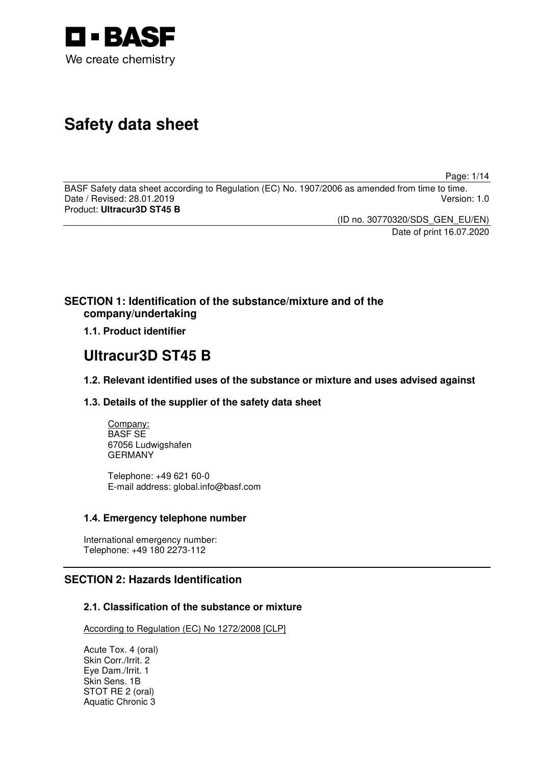BASF
We create chemistry

# Safety data sheet

BASF Safety data sheet according to Regulation (EC) No. 1907/2006 as amended from time to time.
Date / Revised: 28.01.2019 Version: 1.0
Product: **Ultracur3D ST45 B**

(ID no. 30770320/SDS_GEN_EU/EN)
Date of print 16.07.2020

## SECTION 1: Identification of the substance/mixture and of the company/undertaking

### 1.1. Product identifier

# Ultracur3D ST45 B

### 1.2. Relevant identified uses of the substance or mixture and uses advised against

### 1.3. Details of the supplier of the safety data sheet

Company:
BASF SE
67056 Ludwigshafen
GERMANY

Telephone: +49 621 60-0
E-mail address: global.info@basf.com

### 1.4. Emergency telephone number

International emergency number:
Telephone: +49 180 2273-112

## SECTION 2: Hazards Identification

### 2.1. Classification of the substance or mixture

According to Regulation (EC) No 1272/2008 [CLP]

Acute Tox. 4 (oral)
Skin Corr./Irrit. 2
Eye Dam./Irrit. 1
Skin Sens. 1B
STOT RE 2 (oral)
Aquatic Chronic 3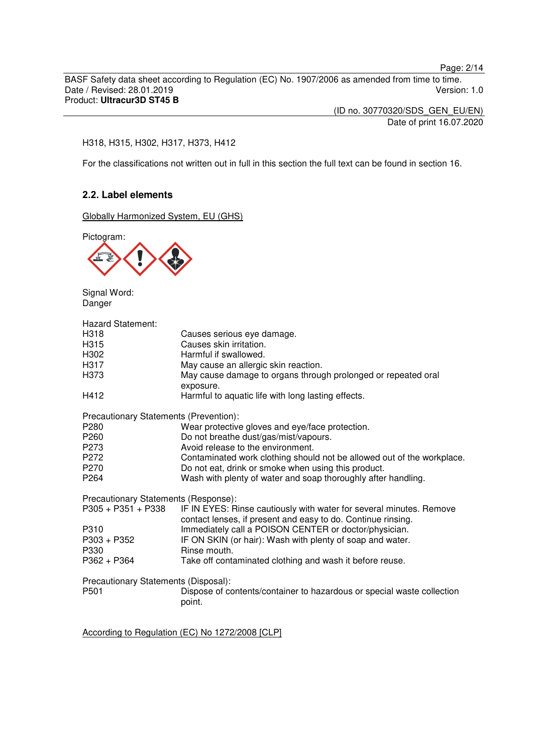H318, H315, H302, H317, H373, H412

For the classifications not written out in full in this section the full text can be found in section 16.

## 2.2. Label elements

Globally Harmonized System, EU (GHS)

Pictogram:

Signal Word:
Danger

Hazard Statement:

| | |
|---|---|
| H318 | Causes serious eye damage. |
| H315 | Causes skin irritation. |
| H302 | Harmful if swallowed. |
| H317 | May cause an allergic skin reaction. |
| H373 | May cause damage to organs through prolonged or repeated oral exposure. |
| H412 | Harmful to aquatic life with long lasting effects. |

Precautionary Statements (Prevention):

| | |
|---|---|
| P280 | Wear protective gloves and eye/face protection. |
| P260 | Do not breathe dust/gas/mist/vapours. |
| P273 | Avoid release to the environment. |
| P272 | Contaminated work clothing should not be allowed out of the workplace. |
| P270 | Do not eat, drink or smoke when using this product. |
| P264 | Wash with plenty of water and soap thoroughly after handling. |

Precautionary Statements (Response):

| | |
|---|---|
| P305 + P351 + P338 | IF IN EYES: Rinse cautiously with water for several minutes. Remove contact lenses, if present and easy to do. Continue rinsing. |
| P310 | Immediately call a POISON CENTER or doctor/physician. |
| P303 + P352 | IF ON SKIN (or hair): Wash with plenty of soap and water. |
| P330 | Rinse mouth. |
| P362 + P364 | Take off contaminated clothing and wash it before reuse. |

Precautionary Statements (Disposal):

| | |
|---|---|
| P501 | Dispose of contents/container to hazardous or special waste collection point. |

According to Regulation (EC) No 1272/2008 [CLP]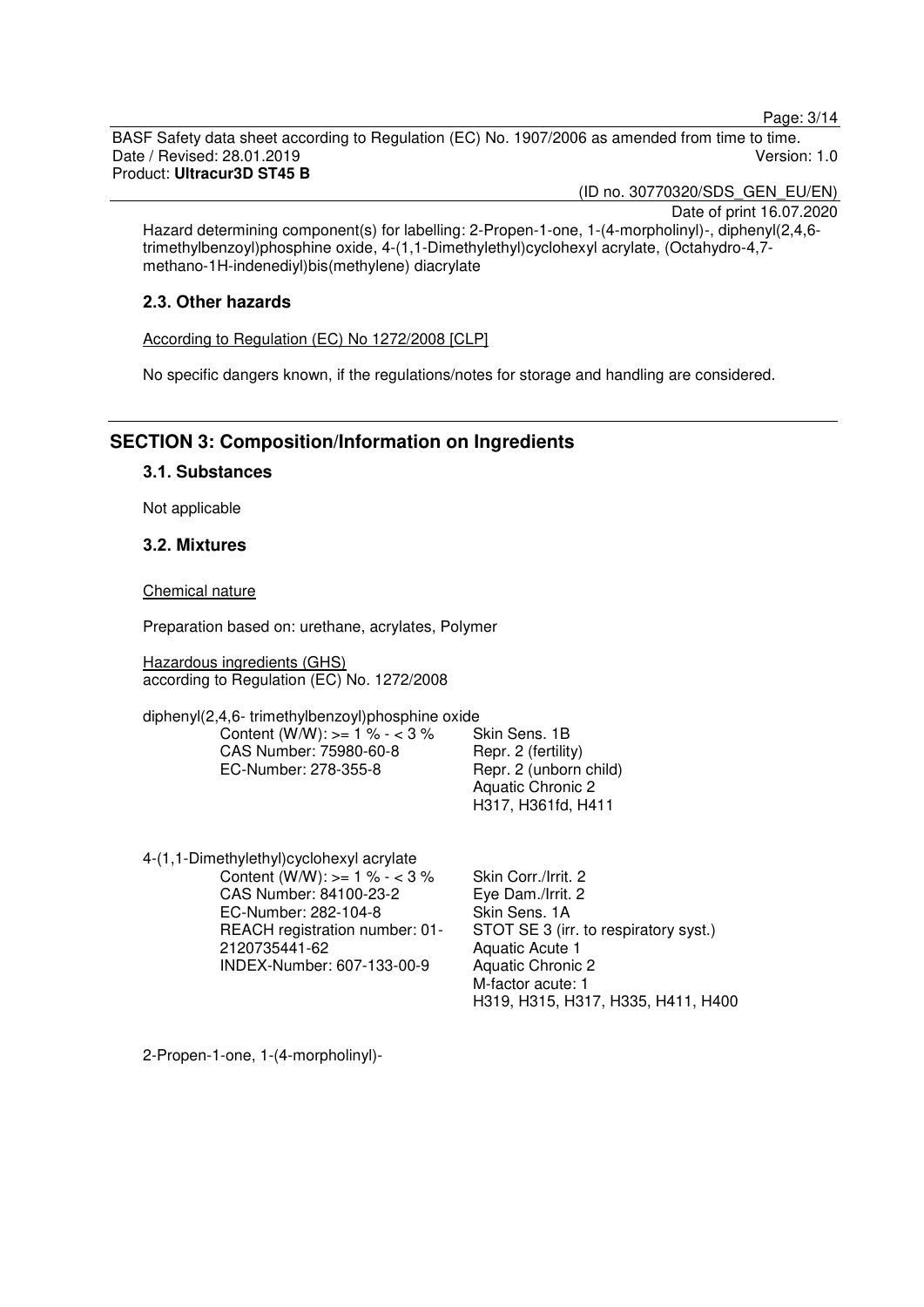Hazard determining component(s) for labelling: 2-Propen-1-one, 1-(4-morpholinyl)-, diphenyl(2,4,6-trimethylbenzoyl)phosphine oxide, 4-(1,1-Dimethylethyl)cyclohexyl acrylate, (Octahydro-4,7-methano-1H-indenediyl)bis(methylene) diacrylate

### 2.3. Other hazards

According to Regulation (EC) No 1272/2008 [CLP]

No specific dangers known, if the regulations/notes for storage and handling are considered.

## SECTION 3: Composition/Information on Ingredients

### 3.1. Substances

Not applicable

### 3.2. Mixtures

Chemical nature

Preparation based on: urethane, acrylates, Polymer

Hazardous ingredients (GHS)
according to Regulation (EC) No. 1272/2008

diphenyl(2,4,6- trimethylbenzoyl)phosphine oxide

| | |
|---|---|
| Content (W/W): >= 1 % - < 3 % | Skin Sens. 1B |
| CAS Number: 75980-60-8 | Repr. 2 (fertility) |
| EC-Number: 278-355-8 | Repr. 2 (unborn child) |
| | Aquatic Chronic 2 |
| | H317, H361fd, H411 |

4-(1,1-Dimethylethyl)cyclohexyl acrylate

| | |
|---|---|
| Content (W/W): >= 1 % - < 3 % | Skin Corr./Irrit. 2 |
| CAS Number: 84100-23-2 | Eye Dam./Irrit. 2 |
| EC-Number: 282-104-8 | Skin Sens. 1A |
| REACH registration number: 01-2120735441-62 | STOT SE 3 (irr. to respiratory syst.) |
| INDEX-Number: 607-133-00-9 | Aquatic Acute 1 |
| | Aquatic Chronic 2 |
| | M-factor acute: 1 |
| | H319, H315, H317, H335, H411, H400 |

2-Propen-1-one, 1-(4-morpholinyl)-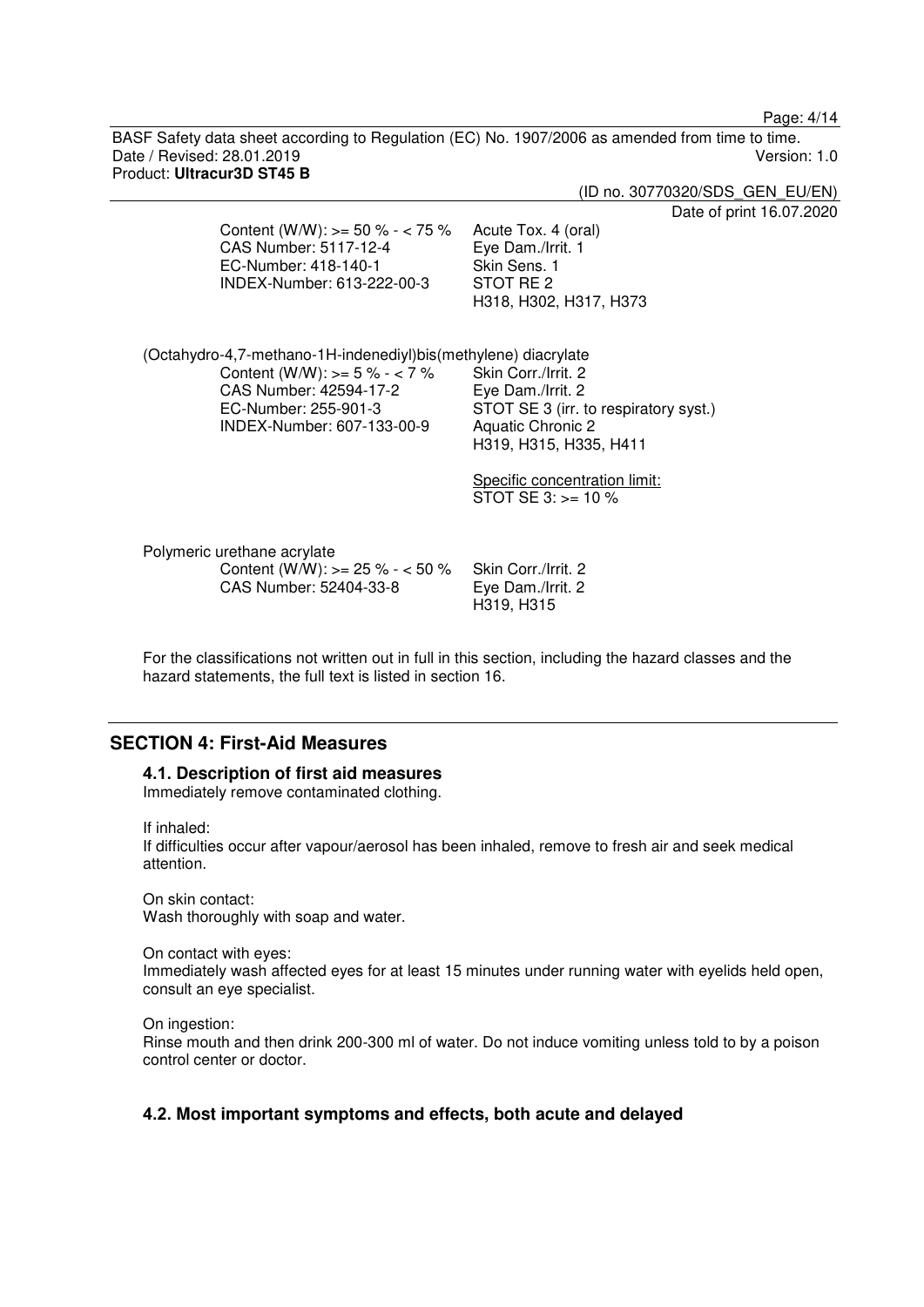Content (W/W): >= 50 % - < 75 %
CAS Number: 5117-12-4
EC-Number: 418-140-1
INDEX-Number: 613-222-00-3

Acute Tox. 4 (oral)
Eye Dam./Irrit. 1
Skin Sens. 1
STOT RE 2
H318, H302, H317, H373

(Octahydro-4,7-methano-1H-indenediyl)bis(methylene) diacrylate

Content (W/W): >= 5 % - < 7 %
CAS Number: 42594-17-2
EC-Number: 255-901-3
INDEX-Number: 607-133-00-9

Skin Corr./Irrit. 2
Eye Dam./Irrit. 2
STOT SE 3 (irr. to respiratory syst.)
Aquatic Chronic 2
H319, H315, H335, H411

Specific concentration limit:
STOT SE 3: >= 10 %

Polymeric urethane acrylate

Content (W/W): >= 25 % - < 50 %
CAS Number: 52404-33-8

Skin Corr./Irrit. 2
Eye Dam./Irrit. 2
H319, H315

For the classifications not written out in full in this section, including the hazard classes and the hazard statements, the full text is listed in section 16.

## SECTION 4: First-Aid Measures

### 4.1. Description of first aid measures

Immediately remove contaminated clothing.

If inhaled:
If difficulties occur after vapour/aerosol has been inhaled, remove to fresh air and seek medical attention.

On skin contact:
Wash thoroughly with soap and water.

On contact with eyes:
Immediately wash affected eyes for at least 15 minutes under running water with eyelids held open, consult an eye specialist.

On ingestion:
Rinse mouth and then drink 200-300 ml of water. Do not induce vomiting unless told to by a poison control center or doctor.

### 4.2. Most important symptoms and effects, both acute and delayed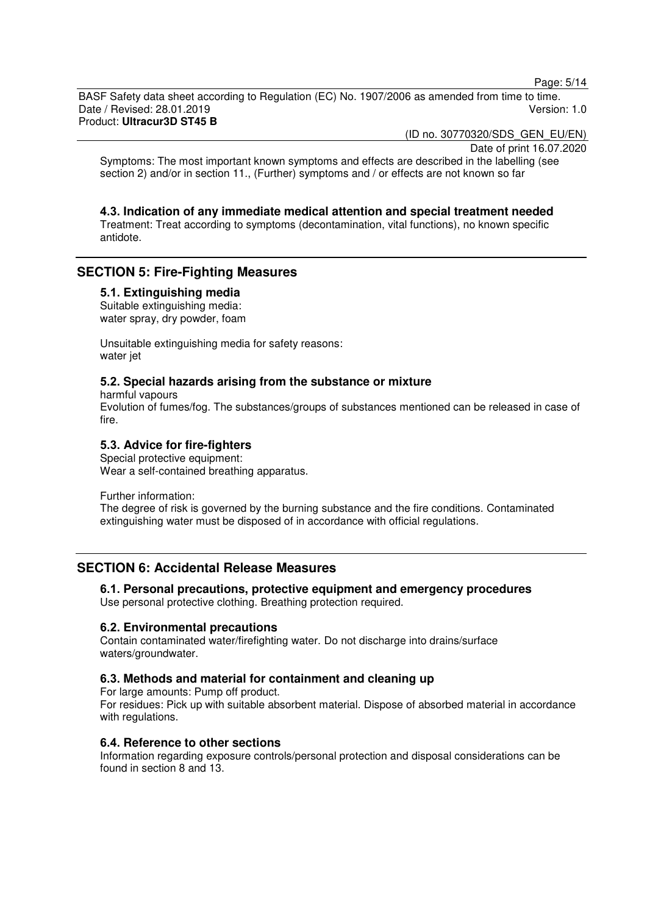Symptoms: The most important known symptoms and effects are described in the labelling (see section 2) and/or in section 11., (Further) symptoms and / or effects are not known so far

### 4.3. Indication of any immediate medical attention and special treatment needed

Treatment: Treat according to symptoms (decontamination, vital functions), no known specific antidote.

## SECTION 5: Fire-Fighting Measures

### 5.1. Extinguishing media

Suitable extinguishing media:
water spray, dry powder, foam

Unsuitable extinguishing media for safety reasons:
water jet

### 5.2. Special hazards arising from the substance or mixture

harmful vapours
Evolution of fumes/fog. The substances/groups of substances mentioned can be released in case of fire.

### 5.3. Advice for fire-fighters

Special protective equipment:
Wear a self-contained breathing apparatus.

Further information:
The degree of risk is governed by the burning substance and the fire conditions. Contaminated extinguishing water must be disposed of in accordance with official regulations.

## SECTION 6: Accidental Release Measures

### 6.1. Personal precautions, protective equipment and emergency procedures

Use personal protective clothing. Breathing protection required.

### 6.2. Environmental precautions

Contain contaminated water/firefighting water. Do not discharge into drains/surface waters/groundwater.

### 6.3. Methods and material for containment and cleaning up

For large amounts: Pump off product.
For residues: Pick up with suitable absorbent material. Dispose of absorbed material in accordance with regulations.

### 6.4. Reference to other sections

Information regarding exposure controls/personal protection and disposal considerations can be found in section 8 and 13.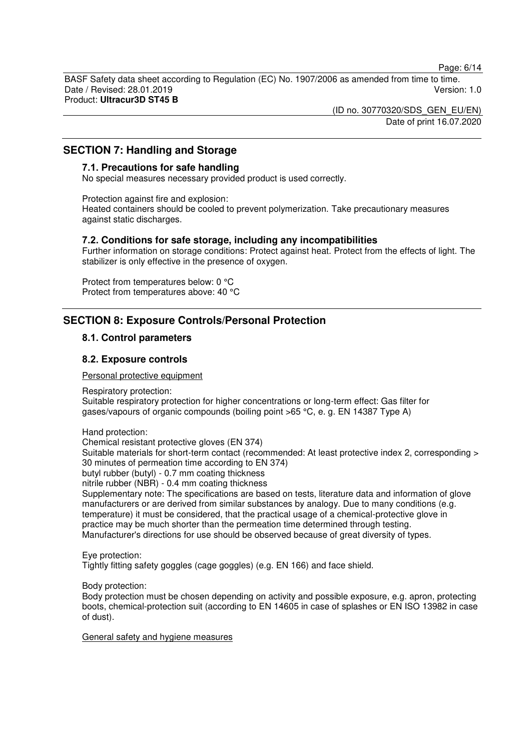## SECTION 7: Handling and Storage

### 7.1. Precautions for safe handling

No special measures necessary provided product is used correctly.

Protection against fire and explosion:
Heated containers should be cooled to prevent polymerization. Take precautionary measures against static discharges.

### 7.2. Conditions for safe storage, including any incompatibilities

Further information on storage conditions: Protect against heat. Protect from the effects of light. The stabilizer is only effective in the presence of oxygen.

Protect from temperatures below: 0 °C
Protect from temperatures above: 40 °C

## SECTION 8: Exposure Controls/Personal Protection

### 8.1. Control parameters

### 8.2. Exposure controls

Personal protective equipment

Respiratory protection:
Suitable respiratory protection for higher concentrations or long-term effect: Gas filter for gases/vapours of organic compounds (boiling point >65 °C, e. g. EN 14387 Type A)

Hand protection:
Chemical resistant protective gloves (EN 374)
Suitable materials for short-term contact (recommended: At least protective index 2, corresponding > 30 minutes of permeation time according to EN 374)
butyl rubber (butyl) - 0.7 mm coating thickness
nitrile rubber (NBR) - 0.4 mm coating thickness
Supplementary note: The specifications are based on tests, literature data and information of glove manufacturers or are derived from similar substances by analogy. Due to many conditions (e.g. temperature) it must be considered, that the practical usage of a chemical-protective glove in practice may be much shorter than the permeation time determined through testing.
Manufacturer's directions for use should be observed because of great diversity of types.

Eye protection:
Tightly fitting safety goggles (cage goggles) (e.g. EN 166) and face shield.

Body protection:
Body protection must be chosen depending on activity and possible exposure, e.g. apron, protecting boots, chemical-protection suit (according to EN 14605 in case of splashes or EN ISO 13982 in case of dust).

General safety and hygiene measures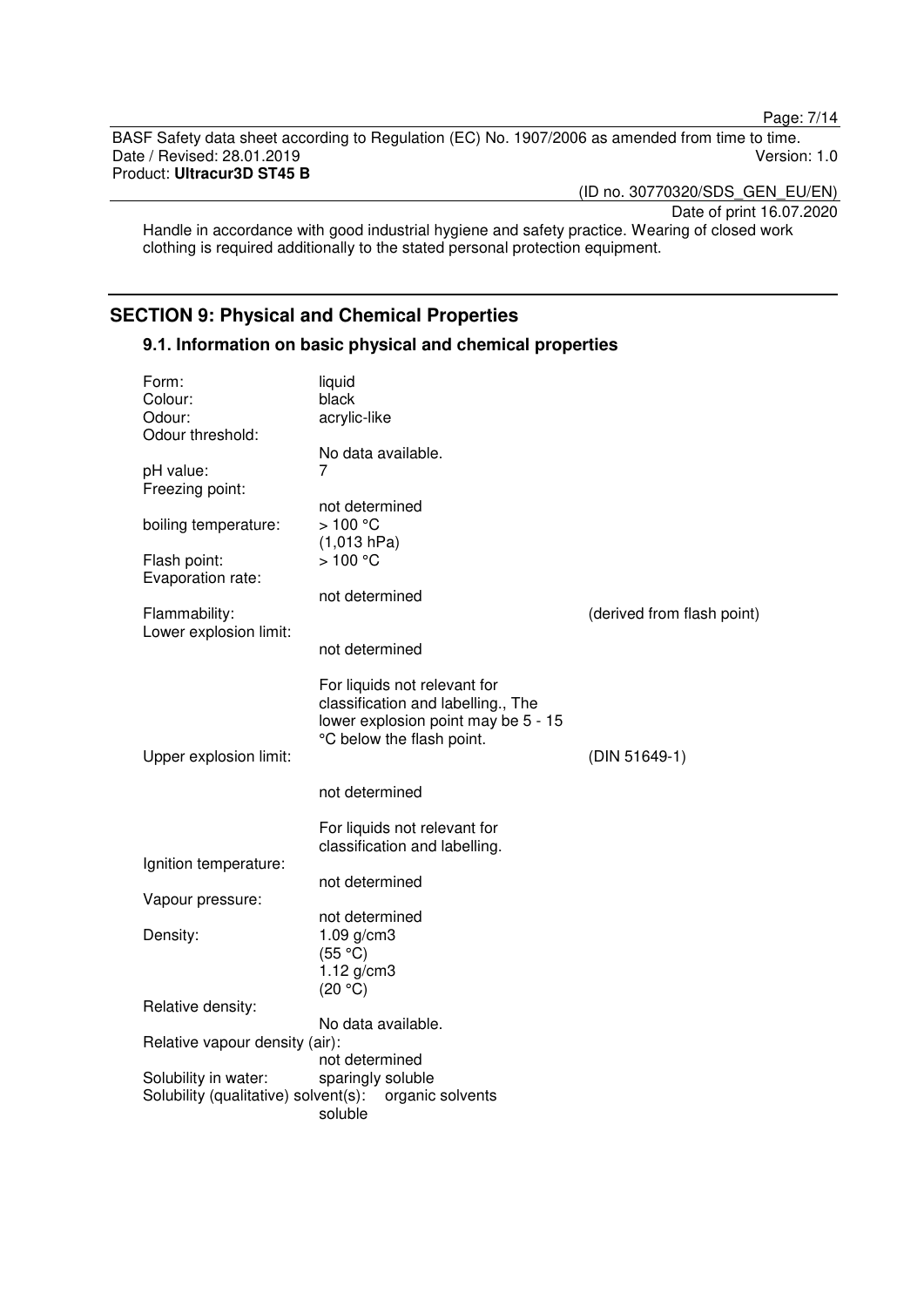Handle in accordance with good industrial hygiene and safety practice. Wearing of closed work clothing is required additionally to the stated personal protection equipment.

## SECTION 9: Physical and Chemical Properties

### 9.1. Information on basic physical and chemical properties

Form: liquid
Colour: black
Odour: acrylic-like
Odour threshold:
No data available.
pH value: 7
Freezing point:
not determined
boiling temperature: > 100 °C
(1,013 hPa)
Flash point: > 100 °C
Evaporation rate:
not determined
Flammability: (derived from flash point)
Lower explosion limit:
not determined

For liquids not relevant for classification and labelling., The lower explosion point may be 5 - 15 °C below the flash point.

Upper explosion limit: (DIN 51649-1)

not determined

For liquids not relevant for classification and labelling.

Ignition temperature:
not determined
Vapour pressure:
not determined
Density: 1.09 g/cm3
(55 °C)
1.12 g/cm3
(20 °C)
Relative density:
No data available.
Relative vapour density (air):
not determined
Solubility in water: sparingly soluble
Solubility (qualitative) solvent(s): organic solvents
soluble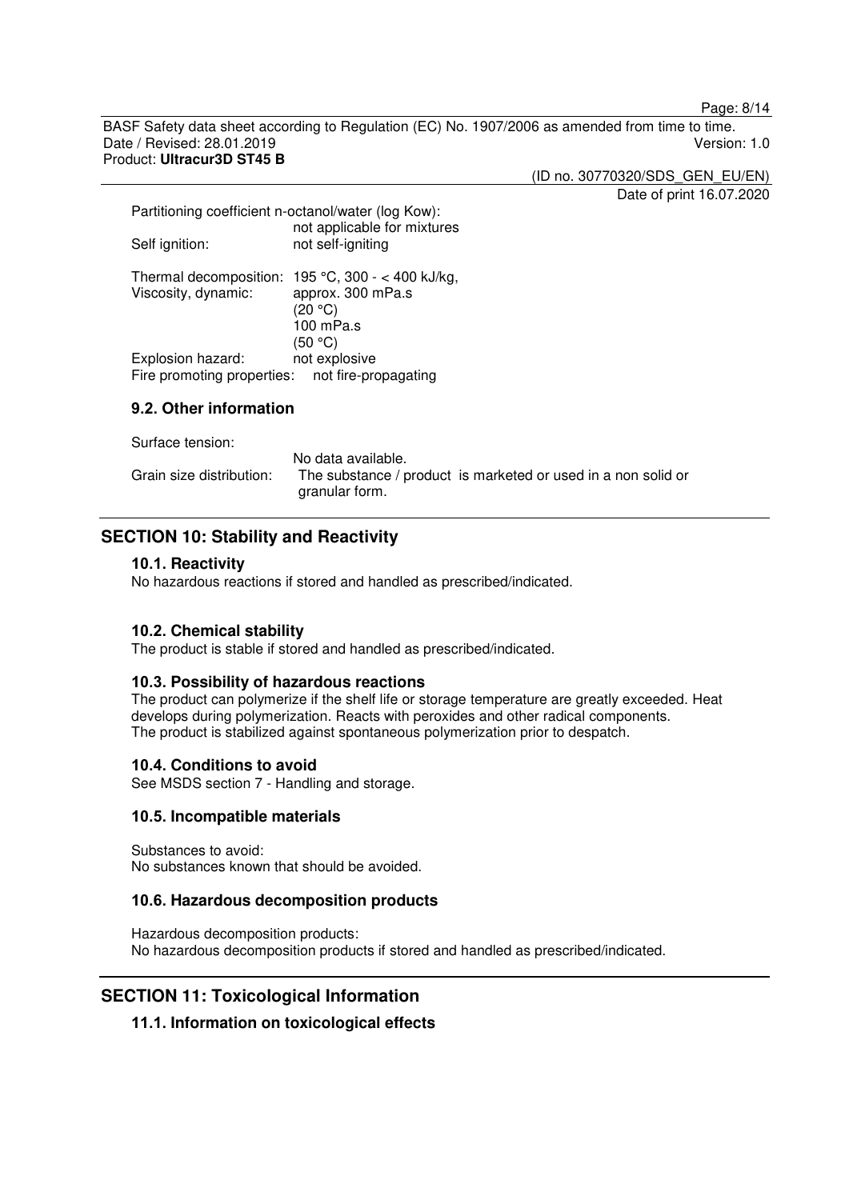Partitioning coefficient n-octanol/water (log Kow):
not applicable for mixtures

Self ignition: not self-igniting

Thermal decomposition: 195 °C, 300 - < 400 kJ/kg,

Viscosity, dynamic: approx. 300 mPa.s (20 °C)
100 mPa.s (50 °C)

Explosion hazard: not explosive

Fire promoting properties: not fire-propagating

### 9.2. Other information

Surface tension:
No data available.

Grain size distribution: The substance / product is marketed or used in a non solid or granular form.

## SECTION 10: Stability and Reactivity

### 10.1. Reactivity

No hazardous reactions if stored and handled as prescribed/indicated.

### 10.2. Chemical stability

The product is stable if stored and handled as prescribed/indicated.

### 10.3. Possibility of hazardous reactions

The product can polymerize if the shelf life or storage temperature are greatly exceeded. Heat develops during polymerization. Reacts with peroxides and other radical components.
The product is stabilized against spontaneous polymerization prior to despatch.

### 10.4. Conditions to avoid

See MSDS section 7 - Handling and storage.

### 10.5. Incompatible materials

Substances to avoid:
No substances known that should be avoided.

### 10.6. Hazardous decomposition products

Hazardous decomposition products:
No hazardous decomposition products if stored and handled as prescribed/indicated.

## SECTION 11: Toxicological Information

### 11.1. Information on toxicological effects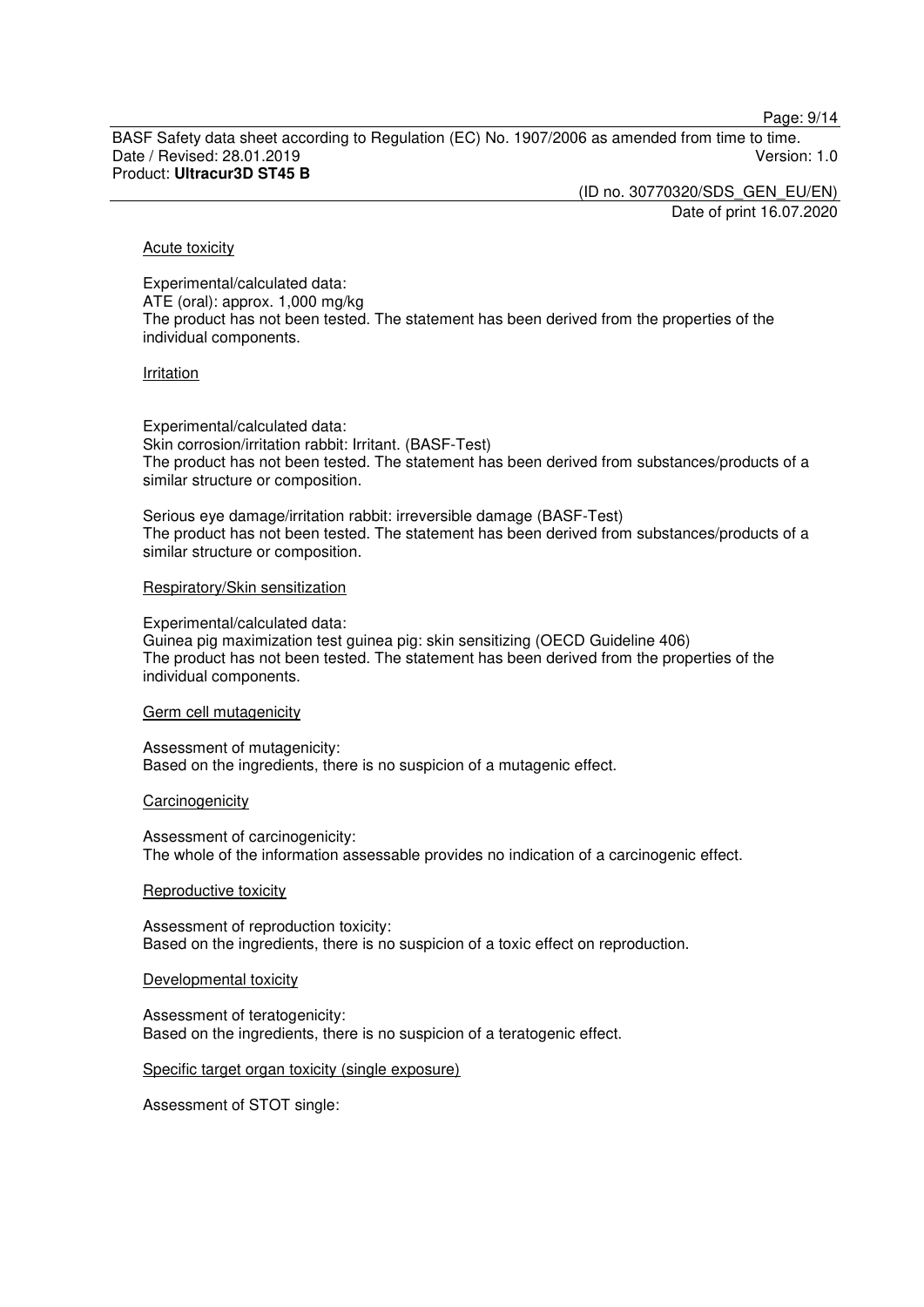#### Acute toxicity

Experimental/calculated data:
ATE (oral): approx. 1,000 mg/kg
The product has not been tested. The statement has been derived from the properties of the individual components.

#### Irritation

Experimental/calculated data:
Skin corrosion/irritation rabbit: Irritant. (BASF-Test)
The product has not been tested. The statement has been derived from substances/products of a similar structure or composition.

Serious eye damage/irritation rabbit: irreversible damage (BASF-Test)
The product has not been tested. The statement has been derived from substances/products of a similar structure or composition.

#### Respiratory/Skin sensitization

Experimental/calculated data:
Guinea pig maximization test guinea pig: skin sensitizing (OECD Guideline 406)
The product has not been tested. The statement has been derived from the properties of the individual components.

#### Germ cell mutagenicity

Assessment of mutagenicity:
Based on the ingredients, there is no suspicion of a mutagenic effect.

#### Carcinogenicity

Assessment of carcinogenicity:
The whole of the information assessable provides no indication of a carcinogenic effect.

#### Reproductive toxicity

Assessment of reproduction toxicity:
Based on the ingredients, there is no suspicion of a toxic effect on reproduction.

#### Developmental toxicity

Assessment of teratogenicity:
Based on the ingredients, there is no suspicion of a teratogenic effect.

#### Specific target organ toxicity (single exposure)

Assessment of STOT single: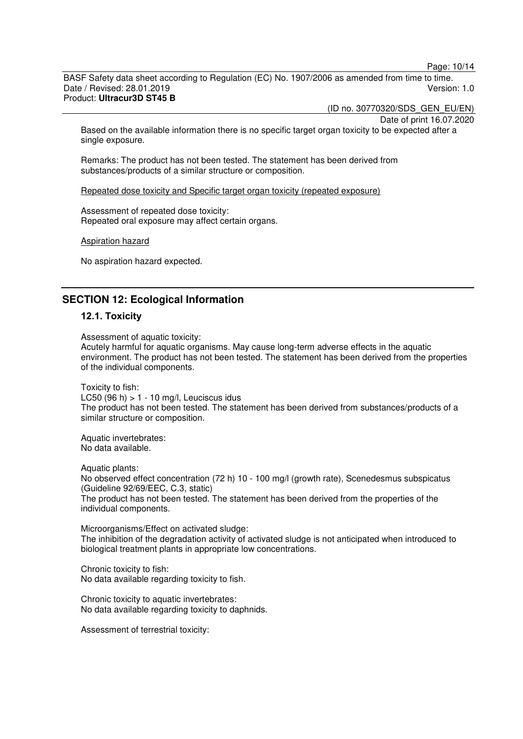Based on the available information there is no specific target organ toxicity to be expected after a single exposure.

Remarks: The product has not been tested. The statement has been derived from substances/products of a similar structure or composition.

Repeated dose toxicity and Specific target organ toxicity (repeated exposure)

Assessment of repeated dose toxicity:
Repeated oral exposure may affect certain organs.

Aspiration hazard

No aspiration hazard expected.

## SECTION 12: Ecological Information

### 12.1. Toxicity

Assessment of aquatic toxicity:
Acutely harmful for aquatic organisms. May cause long-term adverse effects in the aquatic environment. The product has not been tested. The statement has been derived from the properties of the individual components.

Toxicity to fish:
LC50 (96 h) > 1 - 10 mg/l, Leuciscus idus
The product has not been tested. The statement has been derived from substances/products of a similar structure or composition.

Aquatic invertebrates:
No data available.

Aquatic plants:
No observed effect concentration (72 h) 10 - 100 mg/l (growth rate), Scenedesmus subspicatus (Guideline 92/69/EEC, C.3, static)
The product has not been tested. The statement has been derived from the properties of the individual components.

Microorganisms/Effect on activated sludge:
The inhibition of the degradation activity of activated sludge is not anticipated when introduced to biological treatment plants in appropriate low concentrations.

Chronic toxicity to fish:
No data available regarding toxicity to fish.

Chronic toxicity to aquatic invertebrates:
No data available regarding toxicity to daphnids.

Assessment of terrestrial toxicity: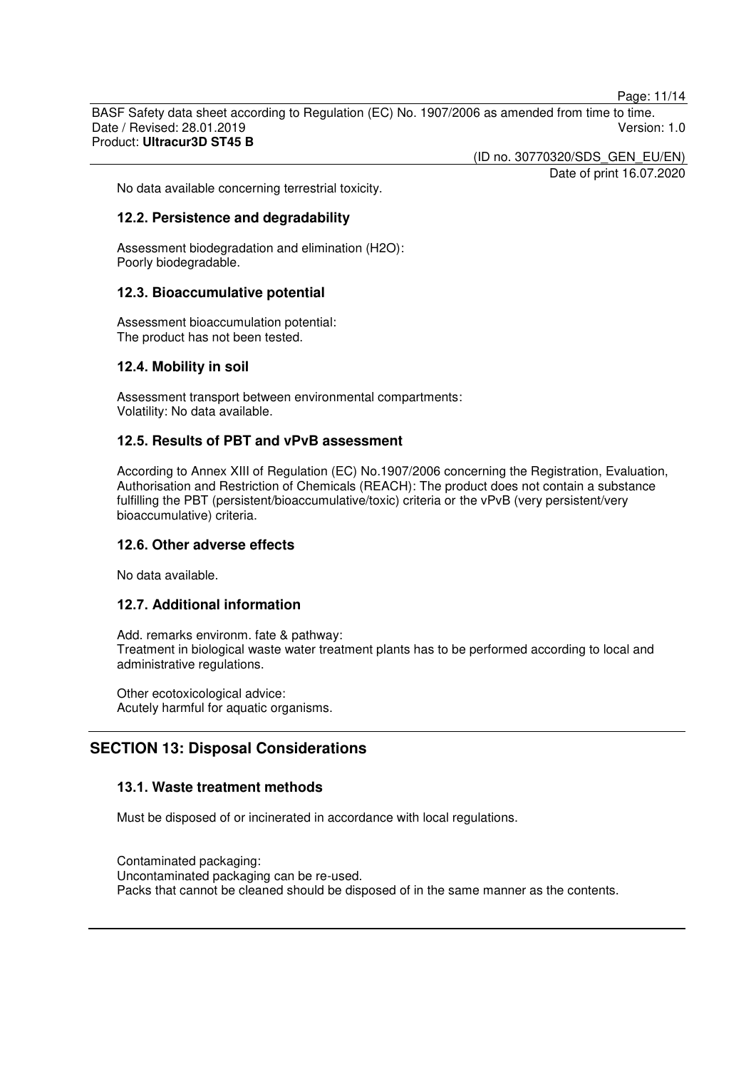No data available concerning terrestrial toxicity.

### 12.2. Persistence and degradability

Assessment biodegradation and elimination ($H_2O$):
Poorly biodegradable.

### 12.3. Bioaccumulative potential

Assessment bioaccumulation potential:
The product has not been tested.

### 12.4. Mobility in soil

Assessment transport between environmental compartments:
Volatility: No data available.

### 12.5. Results of PBT and vPvB assessment

According to Annex XIII of Regulation (EC) No.1907/2006 concerning the Registration, Evaluation, Authorisation and Restriction of Chemicals (REACH): The product does not contain a substance fulfilling the PBT (persistent/bioaccumulative/toxic) criteria or the vPvB (very persistent/very bioaccumulative) criteria.

### 12.6. Other adverse effects

No data available.

### 12.7. Additional information

Add. remarks environm. fate & pathway:
Treatment in biological waste water treatment plants has to be performed according to local and administrative regulations.

Other ecotoxicological advice:
Acutely harmful for aquatic organisms.

## SECTION 13: Disposal Considerations

### 13.1. Waste treatment methods

Must be disposed of or incinerated in accordance with local regulations.

Contaminated packaging:
Uncontaminated packaging can be re-used.
Packs that cannot be cleaned should be disposed of in the same manner as the contents.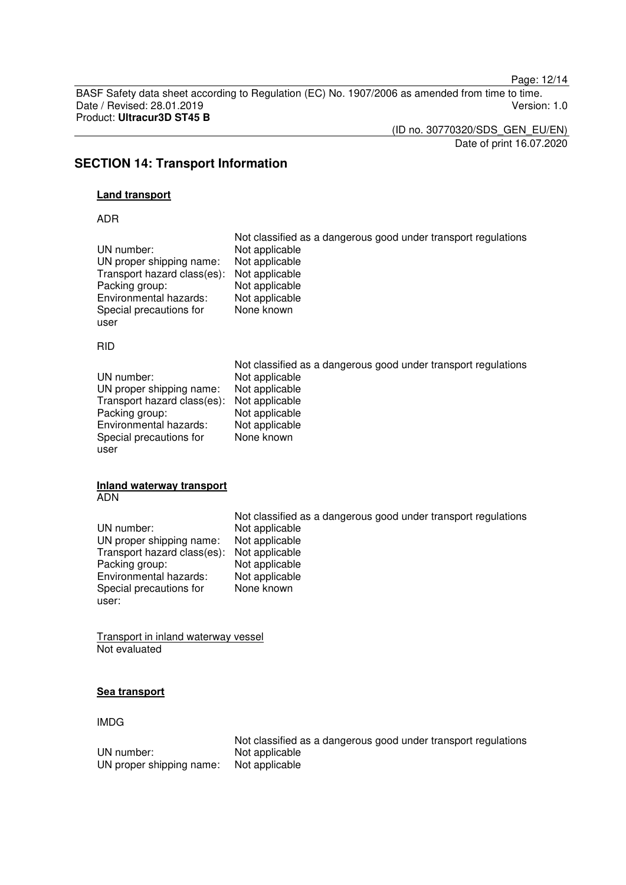## SECTION 14: Transport Information

**Land transport**

ADR

| | |
|---|---|
| | Not classified as a dangerous good under transport regulations |
| UN number: | Not applicable |
| UN proper shipping name: | Not applicable |
| Transport hazard class(es): | Not applicable |
| Packing group: | Not applicable |
| Environmental hazards: | Not applicable |
| Special precautions for user | None known |

RID

| | |
|---|---|
| | Not classified as a dangerous good under transport regulations |
| UN number: | Not applicable |
| UN proper shipping name: | Not applicable |
| Transport hazard class(es): | Not applicable |
| Packing group: | Not applicable |
| Environmental hazards: | Not applicable |
| Special precautions for user | None known |

**Inland waterway transport**

ADN

| | |
|---|---|
| | Not classified as a dangerous good under transport regulations |
| UN number: | Not applicable |
| UN proper shipping name: | Not applicable |
| Transport hazard class(es): | Not applicable |
| Packing group: | Not applicable |
| Environmental hazards: | Not applicable |
| Special precautions for user: | None known |

Transport in inland waterway vessel

Not evaluated

**Sea transport**

IMDG

| | |
|---|---|
| | Not classified as a dangerous good under transport regulations |
| UN number: | Not applicable |
| UN proper shipping name: | Not applicable |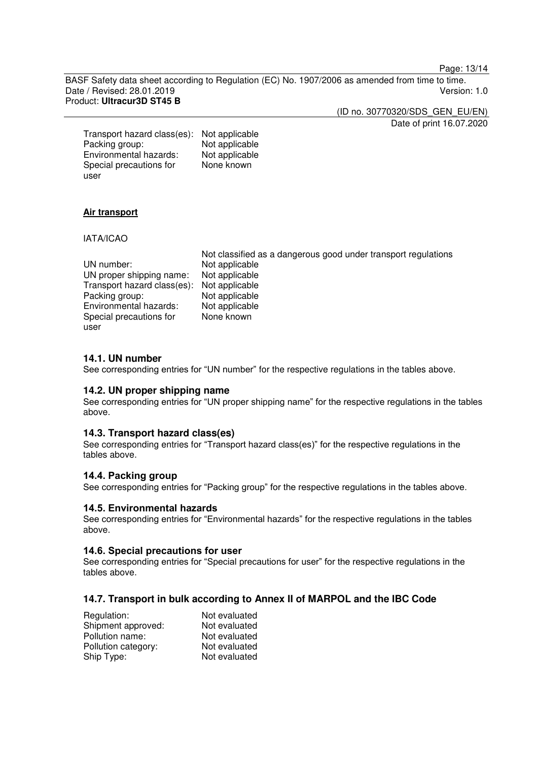| | |
|---|---|
| Transport hazard class(es): | Not applicable |
| Packing group: | Not applicable |
| Environmental hazards: | Not applicable |
| Special precautions for user | None known |

**Air transport**

IATA/ICAO

| | |
|---|---|
| | Not classified as a dangerous good under transport regulations |
| UN number: | Not applicable |
| UN proper shipping name: | Not applicable |
| Transport hazard class(es): | Not applicable |
| Packing group: | Not applicable |
| Environmental hazards: | Not applicable |
| Special precautions for user | None known |

### 14.1. UN number

See corresponding entries for “UN number” for the respective regulations in the tables above.

### 14.2. UN proper shipping name

See corresponding entries for “UN proper shipping name” for the respective regulations in the tables above.

### 14.3. Transport hazard class(es)

See corresponding entries for “Transport hazard class(es)” for the respective regulations in the tables above.

### 14.4. Packing group

See corresponding entries for “Packing group” for the respective regulations in the tables above.

### 14.5. Environmental hazards

See corresponding entries for “Environmental hazards” for the respective regulations in the tables above.

### 14.6. Special precautions for user

See corresponding entries for “Special precautions for user” for the respective regulations in the tables above.

### 14.7. Transport in bulk according to Annex II of MARPOL and the IBC Code

| | |
|---|---|
| Regulation: | Not evaluated |
| Shipment approved: | Not evaluated |
| Pollution name: | Not evaluated |
| Pollution category: | Not evaluated |
| Ship Type: | Not evaluated |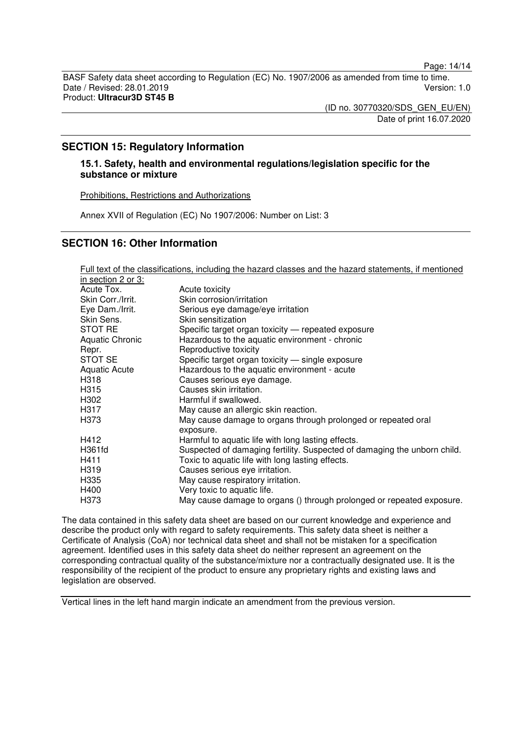## SECTION 15: Regulatory Information

### 15.1. Safety, health and environmental regulations/legislation specific for the substance or mixture

Prohibitions, Restrictions and Authorizations

Annex XVII of Regulation (EC) No 1907/2006: Number on List: 3

## SECTION 16: Other Information

Full text of the classifications, including the hazard classes and the hazard statements, if mentioned in section 2 or 3:

| | |
|---|---|
| Acute Tox. | Acute toxicity |
| Skin Corr./Irrit. | Skin corrosion/irritation |
| Eye Dam./Irrit. | Serious eye damage/eye irritation |
| Skin Sens. | Skin sensitization |
| STOT RE | Specific target organ toxicity — repeated exposure |
| Aquatic Chronic | Hazardous to the aquatic environment - chronic |
| Repr. | Reproductive toxicity |
| STOT SE | Specific target organ toxicity — single exposure |
| Aquatic Acute | Hazardous to the aquatic environment - acute |
| H318 | Causes serious eye damage. |
| H315 | Causes skin irritation. |
| H302 | Harmful if swallowed. |
| H317 | May cause an allergic skin reaction. |
| H373 | May cause damage to organs through prolonged or repeated oral exposure. |
| H412 | Harmful to aquatic life with long lasting effects. |
| H361fd | Suspected of damaging fertility. Suspected of damaging the unborn child. |
| H411 | Toxic to aquatic life with long lasting effects. |
| H319 | Causes serious eye irritation. |
| H335 | May cause respiratory irritation. |
| H400 | Very toxic to aquatic life. |
| H373 | May cause damage to organs () through prolonged or repeated exposure. |

The data contained in this safety data sheet are based on our current knowledge and experience and describe the product only with regard to safety requirements. This safety data sheet is neither a Certificate of Analysis (CoA) nor technical data sheet and shall not be mistaken for a specification agreement. Identified uses in this safety data sheet do neither represent an agreement on the corresponding contractual quality of the substance/mixture nor a contractually designated use. It is the responsibility of the recipient of the product to ensure any proprietary rights and existing laws and legislation are observed.

Vertical lines in the left hand margin indicate an amendment from the previous version.